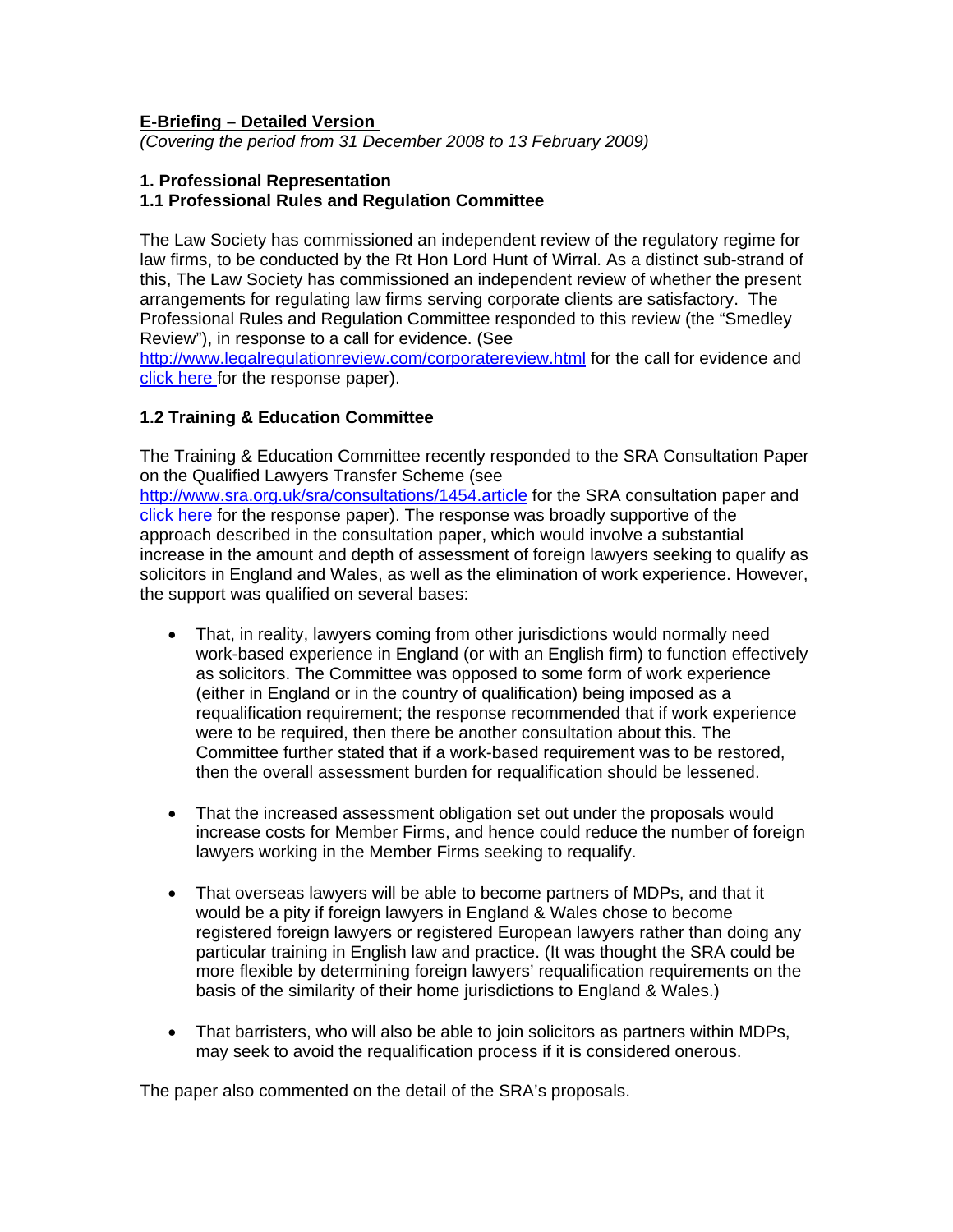**E-Briefing – Detailed Version**

*(Covering the period from 31 December 2008 to 13 February 2009)*

## 1. Professional Representation

### 1.1 Professional Rules and Regulation Committee

The Law Society has commissioned an independent review of the regulatory regime for law firms, to be conducted by the Rt Hon Lord Hunt of Wirral. As a distinct sub-strand of this, The Law Society has commissioned an independent review of whether the present arrangements for regulating law firms serving corporate clients are satisfactory. The Professional Rules and Regulation Committee responded to this review (the "Smedley Review"), in response to a call for evidence. (See http://www.legalregulationreview.com/corporatereview.html for the call for evidence and click here for the response paper).

### 1.2 Training & Education Committee

The Training & Education Committee recently responded to the SRA Consultation Paper on the Qualified Lawyers Transfer Scheme (see http://www.sra.org.uk/sra/consultations/1454.article for the SRA consultation paper and click here for the response paper). The response was broadly supportive of the approach described in the consultation paper, which would involve a substantial increase in the amount and depth of assessment of foreign lawyers seeking to qualify as solicitors in England and Wales, as well as the elimination of work experience. However, the support was qualified on several bases:

- That, in reality, lawyers coming from other jurisdictions would normally need work-based experience in England (or with an English firm) to function effectively as solicitors. The Committee was opposed to some form of work experience (either in England or in the country of qualification) being imposed as a requalification requirement; the response recommended that if work experience were to be required, then there be another consultation about this. The Committee further stated that if a work-based requirement was to be restored, then the overall assessment burden for requalification should be lessened.

- That the increased assessment obligation set out under the proposals would increase costs for Member Firms, and hence could reduce the number of foreign lawyers working in the Member Firms seeking to requalify.

- That overseas lawyers will be able to become partners of MDPs, and that it would be a pity if foreign lawyers in England & Wales chose to become registered foreign lawyers or registered European lawyers rather than doing any particular training in English law and practice. (It was thought the SRA could be more flexible by determining foreign lawyers' requalification requirements on the basis of the similarity of their home jurisdictions to England & Wales.)

- That barristers, who will also be able to join solicitors as partners within MDPs, may seek to avoid the requalification process if it is considered onerous.

The paper also commented on the detail of the SRA's proposals.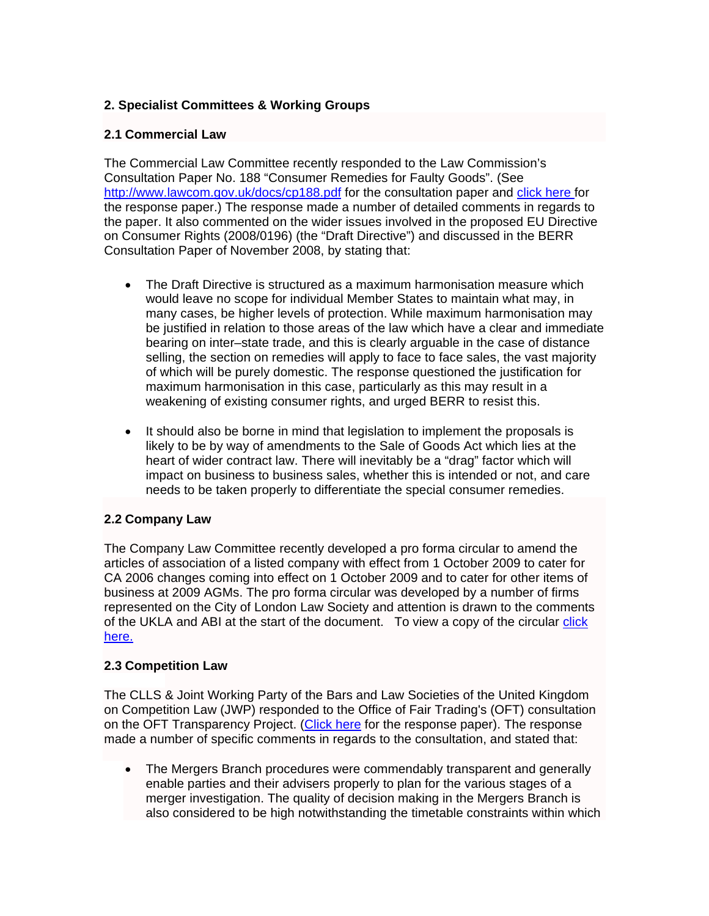## 2. Specialist Committees & Working Groups

### 2.1 Commercial Law

The Commercial Law Committee recently responded to the Law Commission's Consultation Paper No. 188 "Consumer Remedies for Faulty Goods". (See http://www.lawcom.gov.uk/docs/cp188.pdf for the consultation paper and click here for the response paper.) The response made a number of detailed comments in regards to the paper. It also commented on the wider issues involved in the proposed EU Directive on Consumer Rights (2008/0196) (the "Draft Directive") and discussed in the BERR Consultation Paper of November 2008, by stating that:

- The Draft Directive is structured as a maximum harmonisation measure which would leave no scope for individual Member States to maintain what may, in many cases, be higher levels of protection. While maximum harmonisation may be justified in relation to those areas of the law which have a clear and immediate bearing on inter–state trade, and this is clearly arguable in the case of distance selling, the section on remedies will apply to face to face sales, the vast majority of which will be purely domestic. The response questioned the justification for maximum harmonisation in this case, particularly as this may result in a weakening of existing consumer rights, and urged BERR to resist this.

- It should also be borne in mind that legislation to implement the proposals is likely to be by way of amendments to the Sale of Goods Act which lies at the heart of wider contract law. There will inevitably be a "drag" factor which will impact on business to business sales, whether this is intended or not, and care needs to be taken properly to differentiate the special consumer remedies.

### 2.2 Company Law

The Company Law Committee recently developed a pro forma circular to amend the articles of association of a listed company with effect from 1 October 2009 to cater for CA 2006 changes coming into effect on 1 October 2009 and to cater for other items of business at 2009 AGMs. The pro forma circular was developed by a number of firms represented on the City of London Law Society and attention is drawn to the comments of the UKLA and ABI at the start of the document. To view a copy of the circular click here.

### 2.3 Competition Law

The CLLS & Joint Working Party of the Bars and Law Societies of the United Kingdom on Competition Law (JWP) responded to the Office of Fair Trading's (OFT) consultation on the OFT Transparency Project. (Click here for the response paper). The response made a number of specific comments in regards to the consultation, and stated that:

- The Mergers Branch procedures were commendably transparent and generally enable parties and their advisers properly to plan for the various stages of a merger investigation. The quality of decision making in the Mergers Branch is also considered to be high notwithstanding the timetable constraints within which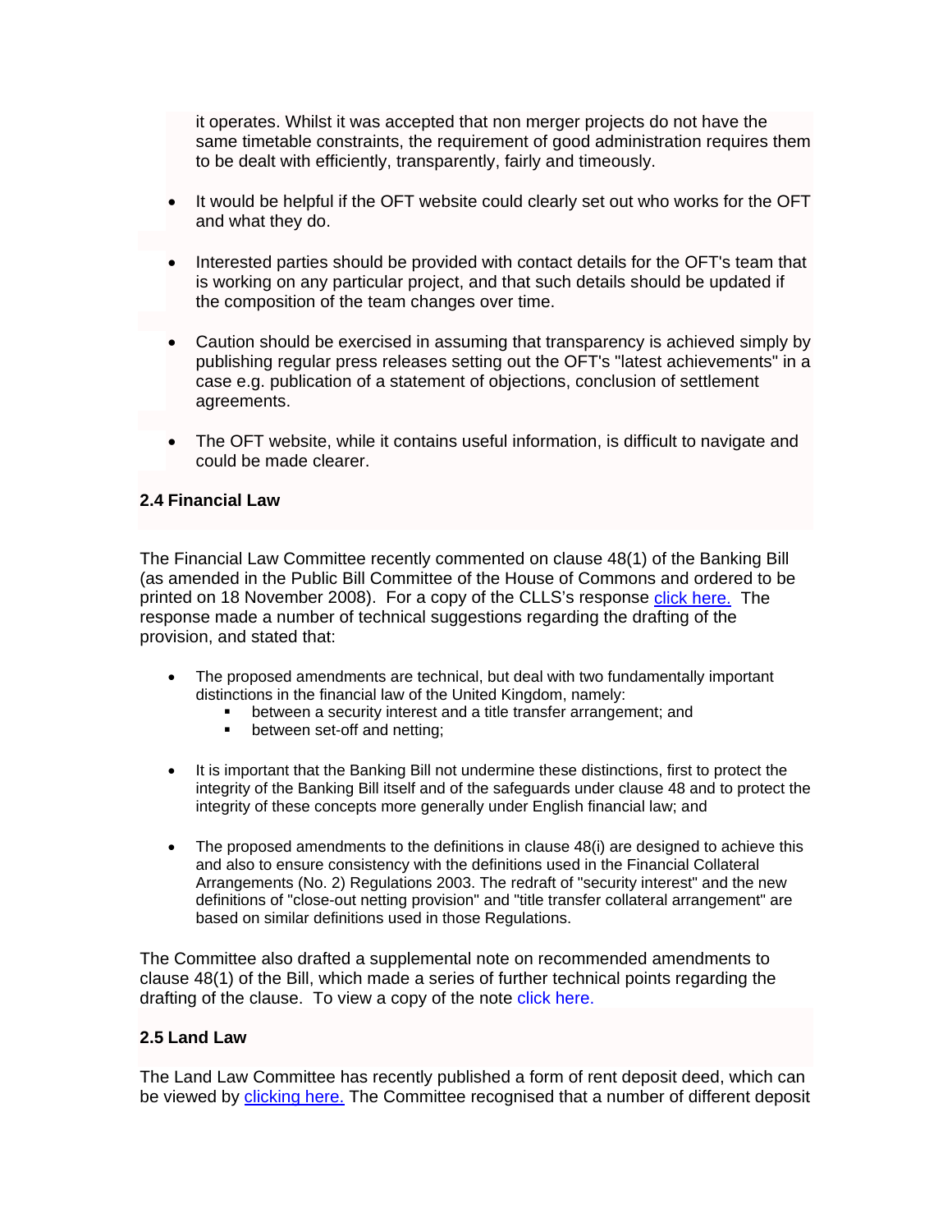it operates. Whilst it was accepted that non merger projects do not have the same timetable constraints, the requirement of good administration requires them to be dealt with efficiently, transparently, fairly and timeously.

- It would be helpful if the OFT website could clearly set out who works for the OFT and what they do.

- Interested parties should be provided with contact details for the OFT's team that is working on any particular project, and that such details should be updated if the composition of the team changes over time.

- Caution should be exercised in assuming that transparency is achieved simply by publishing regular press releases setting out the OFT's "latest achievements" in a case e.g. publication of a statement of objections, conclusion of settlement agreements.

- The OFT website, while it contains useful information, is difficult to navigate and could be made clearer.

**2.4 Financial Law**

The Financial Law Committee recently commented on clause 48(1) of the Banking Bill (as amended in the Public Bill Committee of the House of Commons and ordered to be printed on 18 November 2008). For a copy of the CLLS's response click here. The response made a number of technical suggestions regarding the drafting of the provision, and stated that:

- The proposed amendments are technical, but deal with two fundamentally important distinctions in the financial law of the United Kingdom, namely:
  - between a security interest and a title transfer arrangement; and
  - between set-off and netting;

- It is important that the Banking Bill not undermine these distinctions, first to protect the integrity of the Banking Bill itself and of the safeguards under clause 48 and to protect the integrity of these concepts more generally under English financial law; and

- The proposed amendments to the definitions in clause 48(i) are designed to achieve this and also to ensure consistency with the definitions used in the Financial Collateral Arrangements (No. 2) Regulations 2003. The redraft of "security interest" and the new definitions of "close-out netting provision" and "title transfer collateral arrangement" are based on similar definitions used in those Regulations.

The Committee also drafted a supplemental note on recommended amendments to clause 48(1) of the Bill, which made a series of further technical points regarding the drafting of the clause. To view a copy of the note click here.

**2.5 Land Law**

The Land Law Committee has recently published a form of rent deposit deed, which can be viewed by clicking here. The Committee recognised that a number of different deposit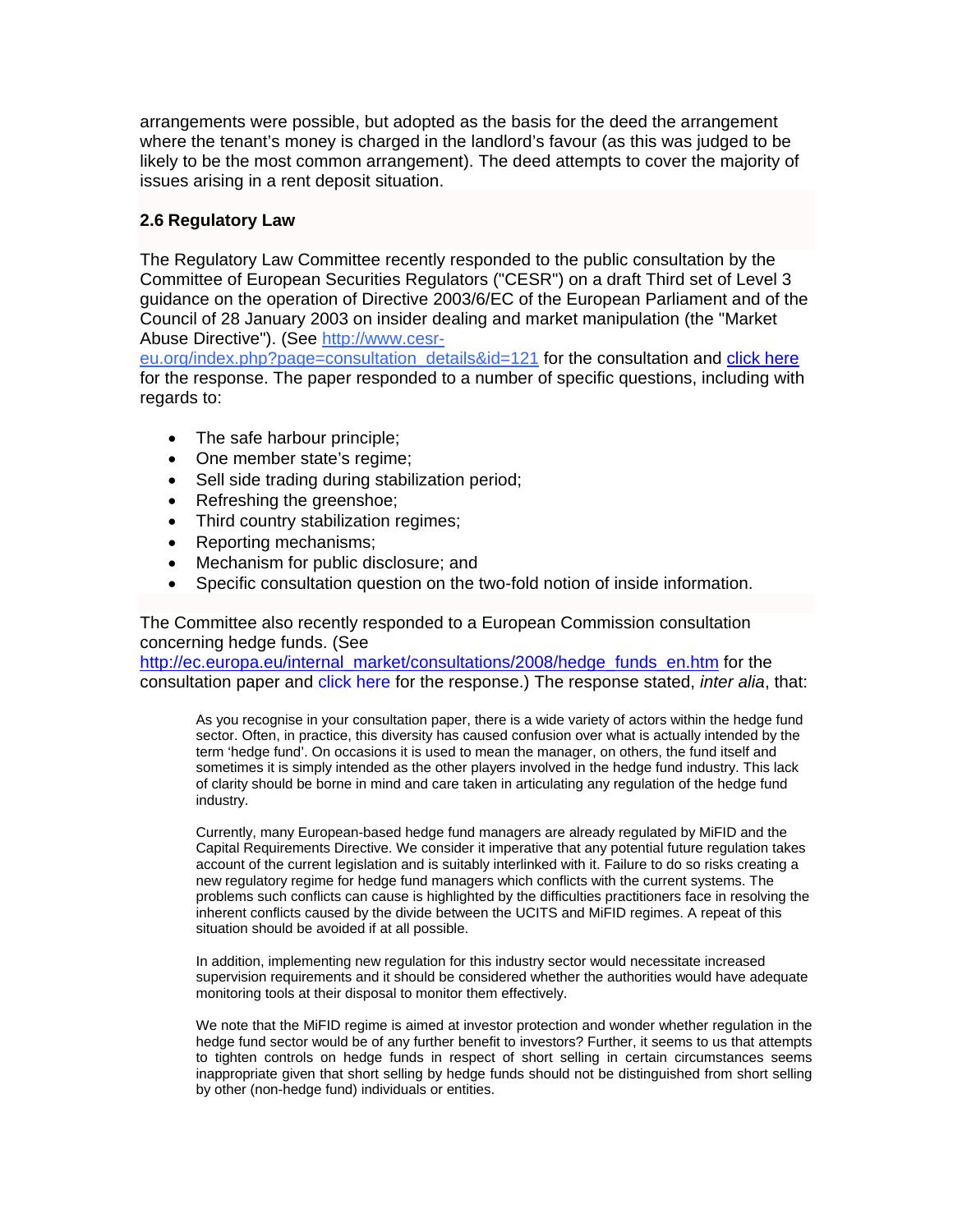arrangements were possible, but adopted as the basis for the deed the arrangement where the tenant's money is charged in the landlord's favour (as this was judged to be likely to be the most common arrangement). The deed attempts to cover the majority of issues arising in a rent deposit situation.

### 2.6 Regulatory Law

The Regulatory Law Committee recently responded to the public consultation by the Committee of European Securities Regulators ("CESR") on a draft Third set of Level 3 guidance on the operation of Directive 2003/6/EC of the European Parliament and of the Council of 28 January 2003 on insider dealing and market manipulation (the "Market Abuse Directive"). (See [http://www.cesr-eu.org/index.php?page=consultation_details&id=121](http://www.cesr-eu.org/index.php?page=consultation_details&id=121) for the consultation and click here for the response. The paper responded to a number of specific questions, including with regards to:

- The safe harbour principle;
- One member state's regime;
- Sell side trading during stabilization period;
- Refreshing the greenshoe;
- Third country stabilization regimes;
- Reporting mechanisms;
- Mechanism for public disclosure; and
- Specific consultation question on the two-fold notion of inside information.

The Committee also recently responded to a European Commission consultation concerning hedge funds. (See [http://ec.europa.eu/internal_market/consultations/2008/hedge_funds_en.htm](http://ec.europa.eu/internal_market/consultations/2008/hedge_funds_en.htm) for the consultation paper and click here for the response.) The response stated, *inter alia*, that:

> As you recognise in your consultation paper, there is a wide variety of actors within the hedge fund sector. Often, in practice, this diversity has caused confusion over what is actually intended by the term 'hedge fund'. On occasions it is used to mean the manager, on others, the fund itself and sometimes it is simply intended as the other players involved in the hedge fund industry. This lack of clarity should be borne in mind and care taken in articulating any regulation of the hedge fund industry.
>
> Currently, many European-based hedge fund managers are already regulated by MiFID and the Capital Requirements Directive. We consider it imperative that any potential future regulation takes account of the current legislation and is suitably interlinked with it. Failure to do so risks creating a new regulatory regime for hedge fund managers which conflicts with the current systems. The problems such conflicts can cause is highlighted by the difficulties practitioners face in resolving the inherent conflicts caused by the divide between the UCITS and MiFID regimes. A repeat of this situation should be avoided if at all possible.
>
> In addition, implementing new regulation for this industry sector would necessitate increased supervision requirements and it should be considered whether the authorities would have adequate monitoring tools at their disposal to monitor them effectively.
>
> We note that the MiFID regime is aimed at investor protection and wonder whether regulation in the hedge fund sector would be of any further benefit to investors? Further, it seems to us that attempts to tighten controls on hedge funds in respect of short selling in certain circumstances seems inappropriate given that short selling by hedge funds should not be distinguished from short selling by other (non-hedge fund) individuals or entities.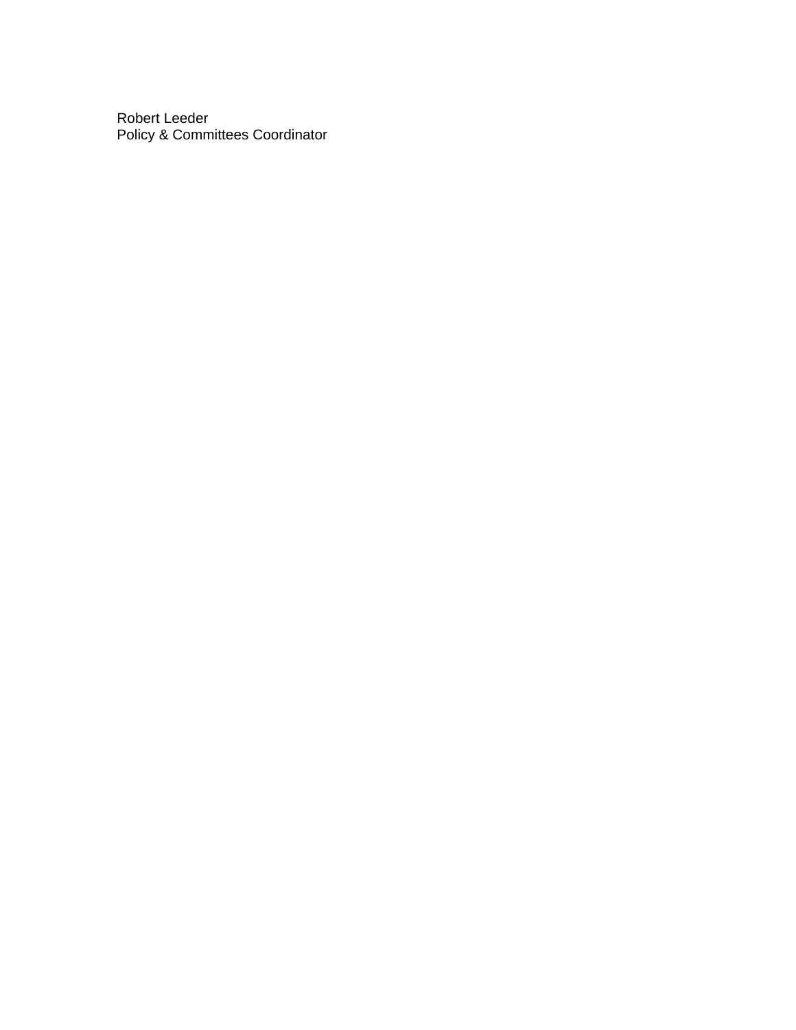Robert Leeder
Policy & Committees Coordinator